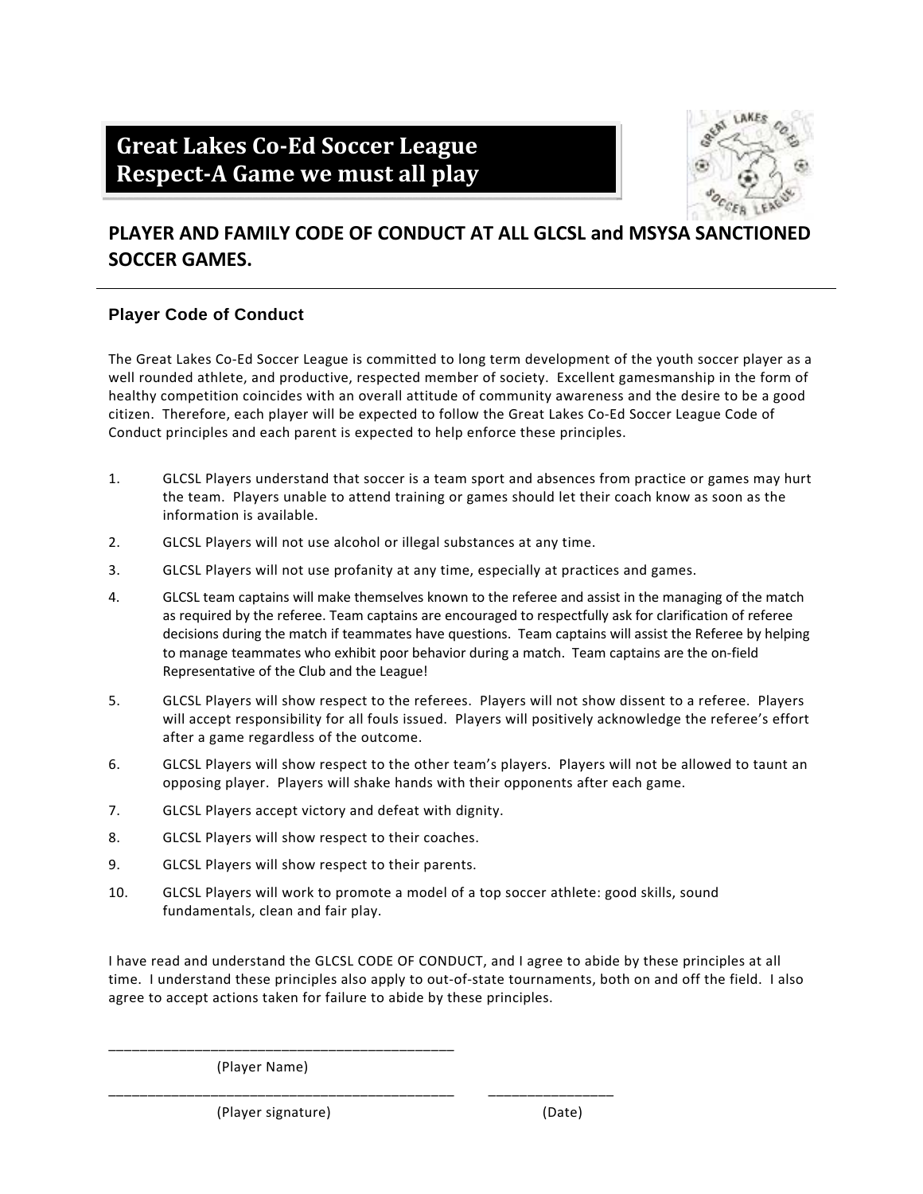# Great Lakes Co-Ed Soccer League
# Respect-A Game we must all play

## PLAYER AND FAMILY CODE OF CONDUCT AT ALL GLCSL and MSYSA SANCTIONED SOCCER GAMES.

### Player Code of Conduct

The Great Lakes Co-Ed Soccer League is committed to long term development of the youth soccer player as a well rounded athlete, and productive, respected member of society. Excellent gamesmanship in the form of healthy competition coincides with an overall attitude of community awareness and the desire to be a good citizen. Therefore, each player will be expected to follow the Great Lakes Co-Ed Soccer League Code of Conduct principles and each parent is expected to help enforce these principles.

1. GLCSL Players understand that soccer is a team sport and absences from practice or games may hurt the team. Players unable to attend training or games should let their coach know as soon as the information is available.
2. GLCSL Players will not use alcohol or illegal substances at any time.
3. GLCSL Players will not use profanity at any time, especially at practices and games.
4. GLCSL team captains will make themselves known to the referee and assist in the managing of the match as required by the referee. Team captains are encouraged to respectfully ask for clarification of referee decisions during the match if teammates have questions. Team captains will assist the Referee by helping to manage teammates who exhibit poor behavior during a match. Team captains are the on-field Representative of the Club and the League!
5. GLCSL Players will show respect to the referees. Players will not show dissent to a referee. Players will accept responsibility for all fouls issued. Players will positively acknowledge the referee's effort after a game regardless of the outcome.
6. GLCSL Players will show respect to the other team's players. Players will not be allowed to taunt an opposing player. Players will shake hands with their opponents after each game.
7. GLCSL Players accept victory and defeat with dignity.
8. GLCSL Players will show respect to their coaches.
9. GLCSL Players will show respect to their parents.
10. GLCSL Players will work to promote a model of a top soccer athlete: good skills, sound fundamentals, clean and fair play.

I have read and understand the GLCSL CODE OF CONDUCT, and I agree to abide by these principles at all time. I understand these principles also apply to out-of-state tournaments, both on and off the field. I also agree to accept actions taken for failure to abide by these principles.

\_\_\_\_\_\_\_\_\_\_\_\_\_\_\_\_\_\_\_\_\_\_\_\_\_\_\_\_\_\_\_\_\_\_\_\_\_\_\_\_\_\_\_\_

(Player Name)

\_\_\_\_\_\_\_\_\_\_\_\_\_\_\_\_\_\_\_\_\_\_\_\_\_\_\_\_\_\_\_\_\_\_\_\_\_\_\_\_\_\_\_\_ \_\_\_\_\_\_\_\_\_\_\_\_\_\_\_\_

(Player signature) (Date)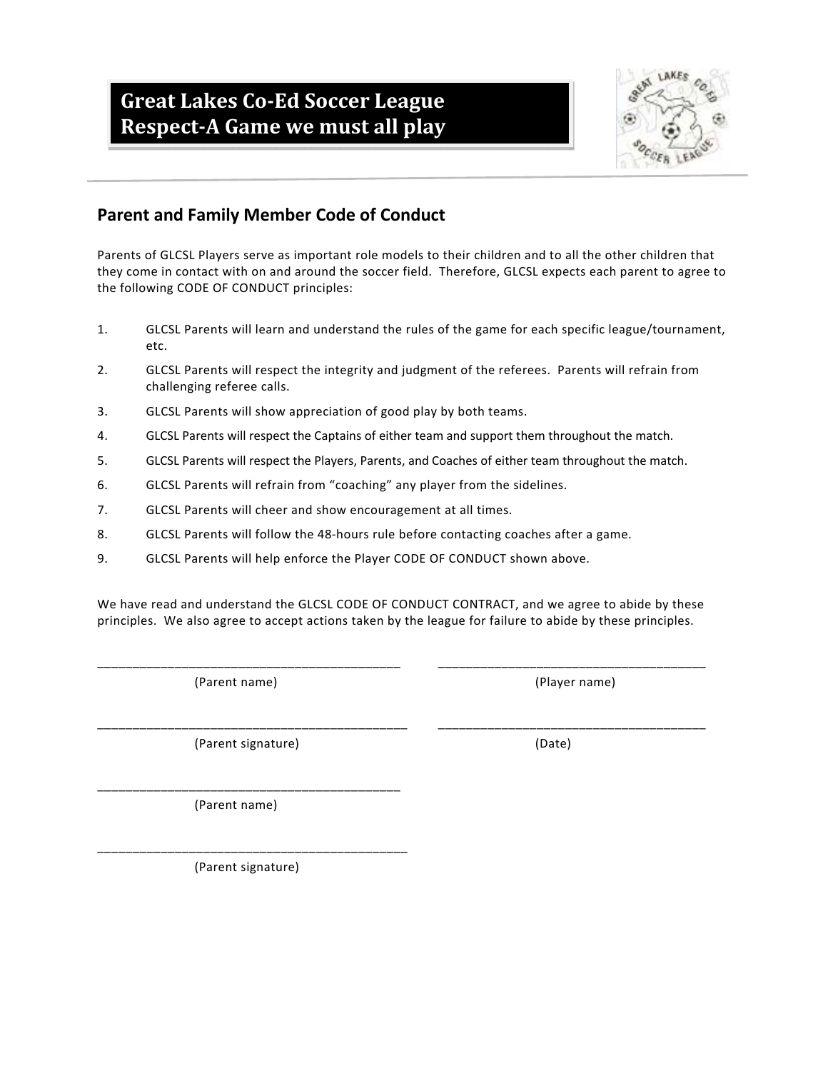# Great Lakes Co-Ed Soccer League
# Respect-A Game we must all play

## Parent and Family Member Code of Conduct

Parents of GLCSL Players serve as important role models to their children and to all the other children that they come in contact with on and around the soccer field. Therefore, GLCSL expects each parent to agree to the following CODE OF CONDUCT principles:

1. GLCSL Parents will learn and understand the rules of the game for each specific league/tournament, etc.
2. GLCSL Parents will respect the integrity and judgment of the referees. Parents will refrain from challenging referee calls.
3. GLCSL Parents will show appreciation of good play by both teams.
4. GLCSL Parents will respect the Captains of either team and support them throughout the match.
5. GLCSL Parents will respect the Players, Parents, and Coaches of either team throughout the match.
6. GLCSL Parents will refrain from "coaching" any player from the sidelines.
7. GLCSL Parents will cheer and show encouragement at all times.
8. GLCSL Parents will follow the 48-hours rule before contacting coaches after a game.
9. GLCSL Parents will help enforce the Player CODE OF CONDUCT shown above.

We have read and understand the GLCSL CODE OF CONDUCT CONTRACT, and we agree to abide by these principles. We also agree to accept actions taken by the league for failure to abide by these principles.

___________________________________________ (Parent name)

___________________________________________ (Player name)

___________________________________________ (Parent signature)

___________________________________________ (Date)

___________________________________________ (Parent name)

___________________________________________ (Parent signature)